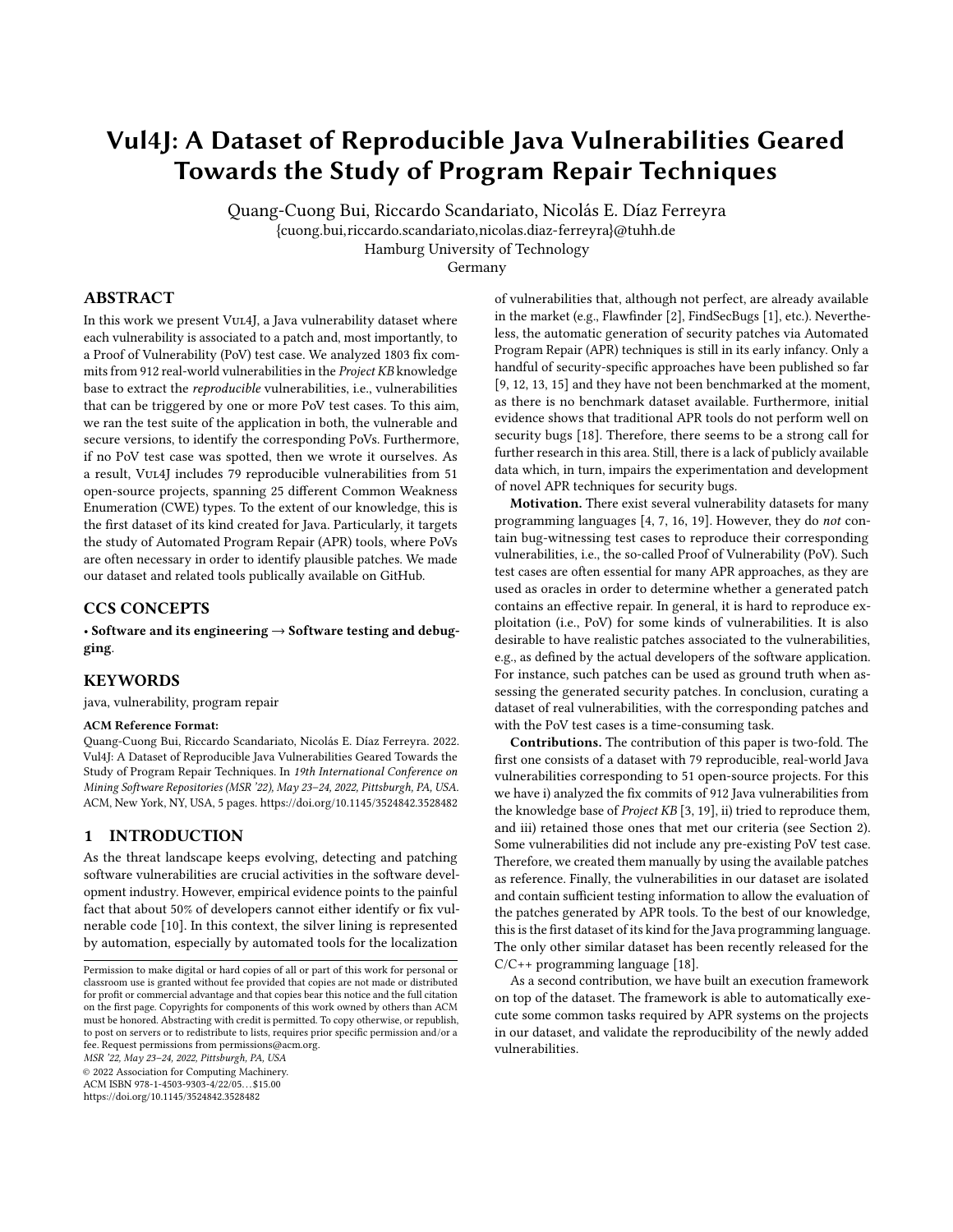# Vul4J: A Dataset of Reproducible Java Vulnerabilities Geared Towards the Study of Program Repair Techniques

Quang-Cuong Bui, Riccardo Scandariato, Nicolás E. Díaz Ferreyra
{cuong.bui,riccardo.scandariato,nicolas.diaz-ferreyra}@tuhh.de
Hamburg University of Technology
Germany

## ABSTRACT

In this work we present Vul4J, a Java vulnerability dataset where each vulnerability is associated to a patch and, most importantly, to a Proof of Vulnerability (PoV) test case. We analyzed 1803 fix commits from 912 real-world vulnerabilities in the *Project KB* knowledge base to extract the *reproducible* vulnerabilities, i.e., vulnerabilities that can be triggered by one or more PoV test cases. To this aim, we ran the test suite of the application in both, the vulnerable and secure versions, to identify the corresponding PoVs. Furthermore, if no PoV test case was spotted, then we wrote it ourselves. As a result, Vul4J includes 79 reproducible vulnerabilities from 51 open-source projects, spanning 25 different Common Weakness Enumeration (CWE) types. To the extent of our knowledge, this is the first dataset of its kind created for Java. Particularly, it targets the study of Automated Program Repair (APR) tools, where PoVs are often necessary in order to identify plausible patches. We made our dataset and related tools publically available on GitHub.

## CCS CONCEPTS

• **Software and its engineering → Software testing and debugging**.

## KEYWORDS

java, vulnerability, program repair

**ACM Reference Format:**
Quang-Cuong Bui, Riccardo Scandariato, Nicolás E. Díaz Ferreyra. 2022. Vul4J: A Dataset of Reproducible Java Vulnerabilities Geared Towards the Study of Program Repair Techniques. In *19th International Conference on Mining Software Repositories (MSR '22), May 23–24, 2022, Pittsburgh, PA, USA.* ACM, New York, NY, USA, 5 pages. https://doi.org/10.1145/3524842.3528482

## 1 INTRODUCTION

As the threat landscape keeps evolving, detecting and patching software vulnerabilities are crucial activities in the software development industry. However, empirical evidence points to the painful fact that about 50% of developers cannot either identify or fix vulnerable code [10]. In this context, the silver lining is represented by automation, especially by automated tools for the localization of vulnerabilities that, although not perfect, are already available in the market (e.g., Flawfinder [2], FindSecBugs [1], etc.). Nevertheless, the automatic generation of security patches via Automated Program Repair (APR) techniques is still in its early infancy. Only a handful of security-specific approaches have been published so far [9, 12, 13, 15] and they have not been benchmarked at the moment, as there is no benchmark dataset available. Furthermore, initial evidence shows that traditional APR tools do not perform well on security bugs [18]. Therefore, there seems to be a strong call for further research in this area. Still, there is a lack of publicly available data which, in turn, impairs the experimentation and development of novel APR techniques for security bugs.

Permission to make digital or hard copies of all or part of this work for personal or classroom use is granted without fee provided that copies are not made or distributed for profit or commercial advantage and that copies bear this notice and the full citation on the first page. Copyrights for components of this work owned by others than ACM must be honored. Abstracting with credit is permitted. To copy otherwise, or republish, to post on servers or to redistribute to lists, requires prior specific permission and/or a fee. Request permissions from permissions@acm.org.
*MSR '22, May 23–24, 2022, Pittsburgh, PA, USA*
© 2022 Association for Computing Machinery.
ACM ISBN 978-1-4503-9303-4/22/05…$15.00
https://doi.org/10.1145/3524842.3528482

**Motivation.** There exist several vulnerability datasets for many programming languages [4, 7, 16, 19]. However, they do *not* contain bug-witnessing test cases to reproduce their corresponding vulnerabilities, i.e., the so-called Proof of Vulnerability (PoV). Such test cases are often essential for many APR approaches, as they are used as oracles in order to determine whether a generated patch contains an effective repair. In general, it is hard to reproduce exploitation (i.e., PoV) for some kinds of vulnerabilities. It is also desirable to have realistic patches associated to the vulnerabilities, e.g., as defined by the actual developers of the software application. For instance, such patches can be used as ground truth when assessing the generated security patches. In conclusion, curating a dataset of real vulnerabilities, with the corresponding patches and with the PoV test cases is a time-consuming task.

**Contributions.** The contribution of this paper is two-fold. The first one consists of a dataset with 79 reproducible, real-world Java vulnerabilities corresponding to 51 open-source projects. For this we have i) analyzed the fix commits of 912 Java vulnerabilities from the knowledge base of *Project KB* [3, 19], ii) tried to reproduce them, and iii) retained those ones that met our criteria (see Section 2). Some vulnerabilities did not include any pre-existing PoV test case. Therefore, we created them manually by using the available patches as reference. Finally, the vulnerabilities in our dataset are isolated and contain sufficient testing information to allow the evaluation of the patches generated by APR tools. To the best of our knowledge, this is the first dataset of its kind for the Java programming language. The only other similar dataset has been recently released for the C/C++ programming language [18].

As a second contribution, we have built an execution framework on top of the dataset. The framework is able to automatically execute some common tasks required by APR systems on the projects in our dataset, and validate the reproducibility of the newly added vulnerabilities.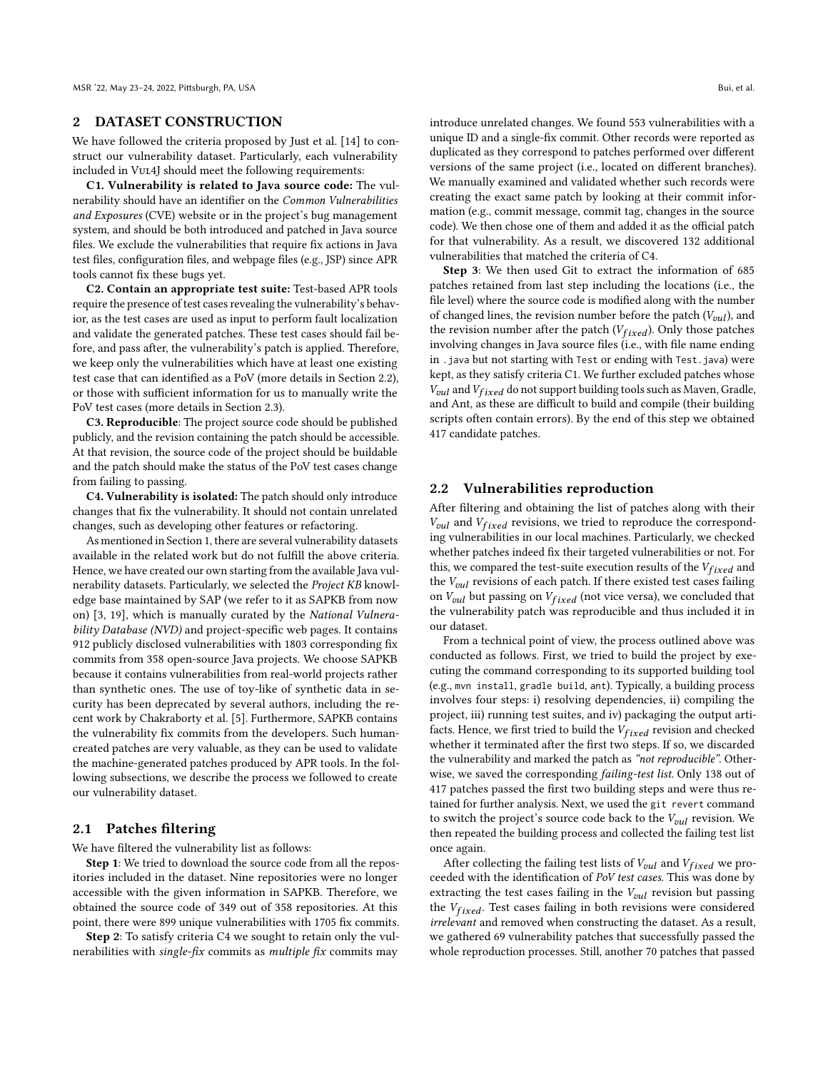## 2 DATASET CONSTRUCTION

We have followed the criteria proposed by Just et al. [14] to construct our vulnerability dataset. Particularly, each vulnerability included in Vul4J should meet the following requirements:

**C1. Vulnerability is related to Java source code:** The vulnerability should have an identifier on the *Common Vulnerabilities and Exposures* (CVE) website or in the project's bug management system, and should be both introduced and patched in Java source files. We exclude the vulnerabilities which require fix actions in Java test files, configuration files, and webpage files (e.g., JSP) since APR tools cannot fix these bugs yet.

**C2. Contain an appropriate test suite:** Test-based APR tools require the presence of test cases revealing the vulnerability's behavior, as the test cases are used as input to perform fault localization and validate the generated patches. These test cases should fail before, and pass after, the vulnerability's patch is applied. Therefore, we keep only the vulnerabilities which have at least one existing test case that can identified as a PoV (more details in Section 2.2), or those with sufficient information for us to manually write the PoV test cases (more details in Section 2.3).

**C3. Reproducible**: The project source code should be published publicly, and the revision containing the patch should be accessible. At that revision, the source code of the project should be buildable and the patch should make the status of the PoV test cases change from failing to passing.

**C4. Vulnerability is isolated:** The patch should only introduce changes that fix the vulnerability. It should not contain unrelated changes, such as developing other features or refactoring.

As mentioned in Section 1, there are several vulnerability datasets available in the related work but do not fulfill the above criteria. Hence, we have created our own starting from the available Java vulnerability datasets. Particularly, we selected the *Project KB* knowledge base maintained by SAP (we refer to it as SAPKB from now on) [3, 19], which is manually curated by the *National Vulnerability Database (NVD)* and project-specific web pages. It contains 912 publicly disclosed vulnerabilities with 1803 corresponding fix commits from 358 open-source Java projects. We choose SAPKB because it contains vulnerabilities from real-world projects rather than synthetic ones. The use of toy-like of synthetic data in security has been deprecated by several authors, including the recent work by Chakraborty et al. [5]. Furthermore, SAPKB contains the vulnerability fix commits from the developers. Such human-created patches are very valuable, as they can be used to validate the machine-generated patches produced by APR tools. In the following subsections, we describe the process we followed to create our vulnerability dataset.

### 2.1 Patches filtering

We have filtered the vulnerability list as follows:

**Step 1**: We tried to download the source code from all the repositories included in the dataset. Nine repositories were no longer accessible with the given information in SAPKB. Therefore, we obtained the source code of 349 out of 358 repositories. At this point, there were 899 unique vulnerabilities with 1705 fix commits.

**Step 2**: To satisfy criteria C4 we sought to retain only the vulnerabilities with *single-fix* commits as *multiple fix* commits may introduce unrelated changes. We found 553 vulnerabilities with a unique ID and a single-fix commit. Other records were reported as duplicated as they correspond to patches performed over different versions of the same project (i.e., located on different branches). We manually examined and validated whether such records were creating the exact same patch by looking at their commit information (e.g., commit message, commit tag, changes in the source code). We then chose one of them and added it as the official patch for that vulnerability. As a result, we discovered 132 additional vulnerabilities that matched the criteria of C4.

**Step 3**: We then used Git to extract the information of 685 patches retained from last step including the locations (i.e., the file level) where the source code is modified along with the number of changed lines, the revision number before the patch ($V_{vul}$), and the revision number after the patch ($V_{fixed}$). Only those patches involving changes in Java source files (i.e., with file name ending in `.java` but not starting with `Test` or ending with `Test.java`) were kept, as they satisfy criteria C1. We further excluded patches whose $V_{vul}$ and $V_{fixed}$ do not support building tools such as Maven, Gradle, and Ant, as these are difficult to build and compile (their building scripts often contain errors). By the end of this step we obtained 417 candidate patches.

### 2.2 Vulnerabilities reproduction

After filtering and obtaining the list of patches along with their $V_{vul}$ and $V_{fixed}$ revisions, we tried to reproduce the corresponding vulnerabilities in our local machines. Particularly, we checked whether patches indeed fix their targeted vulnerabilities or not. For this, we compared the test-suite execution results of the $V_{fixed}$ and the $V_{vul}$ revisions of each patch. If there existed test cases failing on $V_{vul}$ but passing on $V_{fixed}$ (not vice versa), we concluded that the vulnerability patch was reproducible and thus included it in our dataset.

From a technical point of view, the process outlined above was conducted as follows. First, we tried to build the project by executing the command corresponding to its supported building tool (e.g., `mvn install`, `gradle build`, `ant`). Typically, a building process involves four steps: i) resolving dependencies, ii) compiling the project, iii) running test suites, and iv) packaging the output artifacts. Hence, we first tried to build the $V_{fixed}$ revision and checked whether it terminated after the first two steps. If so, we discarded the vulnerability and marked the patch as *"not reproducible"*. Otherwise, we saved the corresponding *failing-test list*. Only 138 out of 417 patches passed the first two building steps and were thus retained for further analysis. Next, we used the `git revert` command to switch the project's source code back to the $V_{vul}$ revision. We then repeated the building process and collected the failing test list once again.

After collecting the failing test lists of $V_{vul}$ and $V_{fixed}$ we proceeded with the identification of *PoV test cases*. This was done by extracting the test cases failing in the $V_{vul}$ revision but passing the $V_{fixed}$. Test cases failing in both revisions were considered *irrelevant* and removed when constructing the dataset. As a result, we gathered 69 vulnerability patches that successfully passed the whole reproduction processes. Still, another 70 patches that passed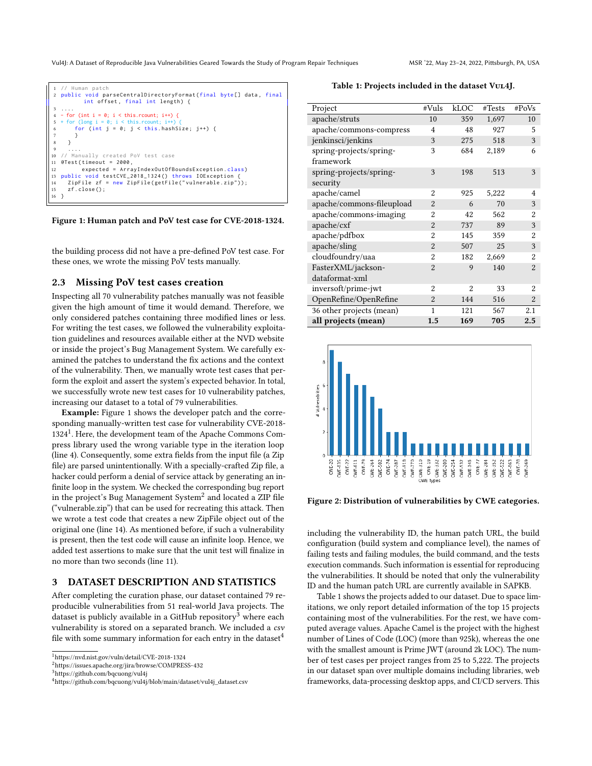```java
1  // Human patch
2  public void parseCentralDirectoryFormat(final byte[] data, final
         int offset, final int length) {
3  ....
4  - for (int i = 0; i < this.rcount; i++) {
5  + for (long i = 0; i < this.rcount; i++) {
6      for (int j = 0; j < this.hashSize; j++) {
7      }
8    }
9    ....
10 // Manually created PoV test case
11 @Test(timeout = 2000,
12       expected = ArrayIndexOutOfBoundsException.class)
13 public void testCVE_2018_1324() throws IOException {
14   ZipFile zf = new ZipFile(getFile("vulnerable.zip"));
15   zf.close();
16 }
```

**Figure 1: Human patch and PoV test case for CVE-2018-1324.**

the building process did not have a pre-defined PoV test case. For these ones, we wrote the missing PoV tests manually.

## 2.3 Missing PoV test cases creation

Inspecting all 70 vulnerability patches manually was not feasible given the high amount of time it would demand. Therefore, we only considered patches containing three modified lines or less. For writing the test cases, we followed the vulnerability exploitation guidelines and resources available either at the NVD website or inside the project's Bug Management System. We carefully examined the patches to understand the fix actions and the context of the vulnerability. Then, we manually wrote test cases that perform the exploit and assert the system's expected behavior. In total, we successfully wrote new test cases for 10 vulnerability patches, increasing our dataset to a total of 79 vulnerabilities.

**Example:** Figure 1 shows the developer patch and the corresponding manually-written test case for vulnerability CVE-2018-1324[1]. Here, the development team of the Apache Commons Compress library used the wrong variable type in the iteration loop (line 4). Consequently, some extra fields from the input file (a Zip file) are parsed unintentionally. With a specially-crafted Zip file, a hacker could perform a denial of service attack by generating an infinite loop in the system. We checked the corresponding bug report in the project's Bug Management System[2] and located a ZIP file ("vulnerable.zip") that can be used for recreating this attack. Then we wrote a test code that creates a new ZipFile object out of the original one (line 14). As mentioned before, if such a vulnerability is present, then the test code will cause an infinite loop. Hence, we added test assertions to make sure that the unit test will finalize in no more than two seconds (line 11).

# 3 DATASET DESCRIPTION AND STATISTICS

After completing the curation phase, our dataset contained 79 reproducible vulnerabilities from 51 real-world Java projects. The dataset is publicly available in a GitHub repository[3] where each vulnerability is stored on a separated branch. We included a *csv* file with some summary information for each entry in the dataset[4] including the vulnerability ID, the human patch URL, the build configuration (build system and compliance level), the names of failing tests and failing modules, the build command, and the tests execution commands. Such information is essential for reproducing the vulnerabilities. It should be noted that only the vulnerability ID and the human patch URL are currently available in SAPKB.

**Table 1: Projects included in the dataset Vul4J.**

| Project | #Vuls | kLOC | #Tests | #PoVs |
|---|---|---|---|---|
| apache/struts | 10 | 359 | 1,697 | 10 |
| apache/commons-compress | 4 | 48 | 927 | 5 |
| jenkinsci/jenkins | 3 | 275 | 518 | 3 |
| spring-projects/spring-framework | 3 | 684 | 2,189 | 6 |
| spring-projects/spring-security | 3 | 198 | 513 | 3 |
| apache/camel | 2 | 925 | 5,222 | 4 |
| apache/commons-fileupload | 2 | 6 | 70 | 3 |
| apache/commons-imaging | 2 | 42 | 562 | 2 |
| apache/cxf | 2 | 737 | 89 | 3 |
| apache/pdfbox | 2 | 145 | 359 | 2 |
| apache/sling | 2 | 507 | 25 | 3 |
| cloudfoundry/uaa | 2 | 182 | 2,669 | 2 |
| FasterXML/jackson-dataformat-xml | 2 | 9 | 140 | 2 |
| inversoft/prime-jwt | 2 | 2 | 33 | 2 |
| OpenRefine/OpenRefine | 2 | 144 | 516 | 2 |
| 36 other projects (mean) | 1 | 121 | 567 | 2.1 |
| **all projects (mean)** | **1.5** | **169** | **705** | **2.5** |

**Figure 2: Distribution of vulnerabilities by CWE categories.**

Table 1 shows the projects added to our dataset. Due to space limitations, we only report detailed information of the top 15 projects containing most of the vulnerabilities. For the rest, we have computed average values. Apache Camel is the project with the highest number of Lines of Code (LOC) (more than 925k), whereas the one with the smallest amount is Prime JWT (around 2k LOC). The number of test cases per project ranges from 25 to 5,222. The projects in our dataset span over multiple domains including libraries, web frameworks, data-processing desktop apps, and CI/CD servers. This

---

[1] https://nvd.nist.gov/vuln/detail/CVE-2018-1324
[2] https://issues.apache.org/jira/browse/COMPRESS-432
[3] https://github.com/bqcuong/vul4j
[4] https://github.com/bqcuong/vul4j/blob/main/dataset/vul4j_dataset.csv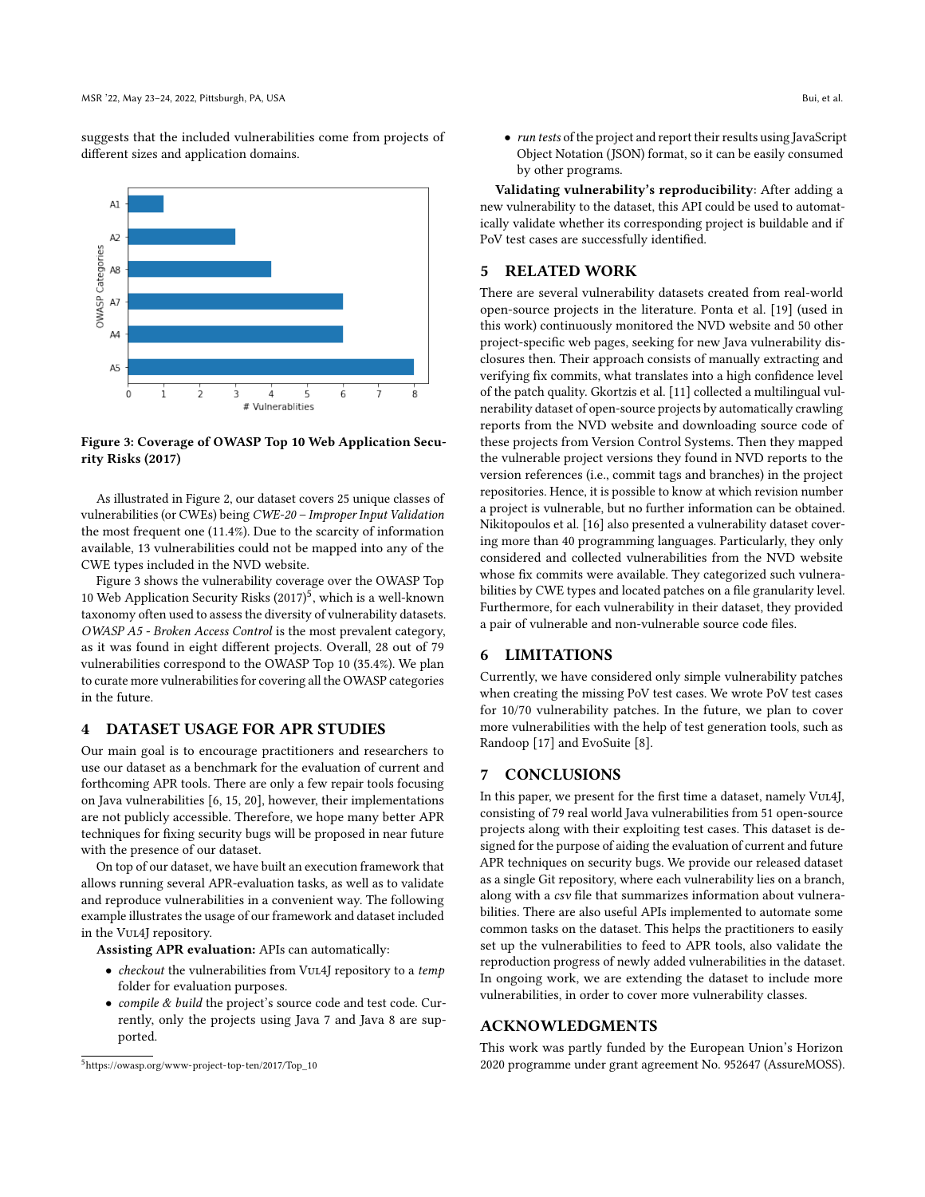suggests that the included vulnerabilities come from projects of different sizes and application domains.

Figure 3: Coverage of OWASP Top 10 Web Application Security Risks (2017)

As illustrated in Figure 2, our dataset covers 25 unique classes of vulnerabilities (or CWEs) being *CWE-20 – Improper Input Validation* the most frequent one (11.4%). Due to the scarcity of information available, 13 vulnerabilities could not be mapped into any of the CWE types included in the NVD website.

Figure 3 shows the vulnerability coverage over the OWASP Top 10 Web Application Security Risks (2017)[5], which is a well-known taxonomy often used to assess the diversity of vulnerability datasets. *OWASP A5 - Broken Access Control* is the most prevalent category, as it was found in eight different projects. Overall, 28 out of 79 vulnerabilities correspond to the OWASP Top 10 (35.4%). We plan to curate more vulnerabilities for covering all the OWASP categories in the future.

## 4 DATASET USAGE FOR APR STUDIES

Our main goal is to encourage practitioners and researchers to use our dataset as a benchmark for the evaluation of current and forthcoming APR tools. There are only a few repair tools focusing on Java vulnerabilities [6, 15, 20], however, their implementations are not publicly accessible. Therefore, we hope many better APR techniques for fixing security bugs will be proposed in near future with the presence of our dataset.

On top of our dataset, we have built an execution framework that allows running several APR-evaluation tasks, as well as to validate and reproduce vulnerabilities in a convenient way. The following example illustrates the usage of our framework and dataset included in the Vul4J repository.

**Assisting APR evaluation:** APIs can automatically:

- *checkout* the vulnerabilities from Vul4J repository to a *temp* folder for evaluation purposes.
- *compile & build* the project's source code and test code. Currently, only the projects using Java 7 and Java 8 are supported.
- *run tests* of the project and report their results using JavaScript Object Notation (JSON) format, so it can be easily consumed by other programs.

**Validating vulnerability's reproducibility**: After adding a new vulnerability to the dataset, this API could be used to automatically validate whether its corresponding project is buildable and if PoV test cases are successfully identified.

## 5 RELATED WORK

There are several vulnerability datasets created from real-world open-source projects in the literature. Ponta et al. [19] (used in this work) continuously monitored the NVD website and 50 other project-specific web pages, seeking for new Java vulnerability disclosures then. Their approach consists of manually extracting and verifying fix commits, what translates into a high confidence level of the patch quality. Gkortzis et al. [11] collected a multilingual vulnerability dataset of open-source projects by automatically crawling reports from the NVD website and downloading source code of these projects from Version Control Systems. Then they mapped the vulnerable project versions they found in NVD reports to the version references (i.e., commit tags and branches) in the project repositories. Hence, it is possible to know at which revision number a project is vulnerable, but no further information can be obtained. Nikitopoulos et al. [16] also presented a vulnerability dataset covering more than 40 programming languages. Particularly, they only considered and collected vulnerabilities from the NVD website whose fix commits were available. They categorized such vulnerabilities by CWE types and located patches on a file granularity level. Furthermore, for each vulnerability in their dataset, they provided a pair of vulnerable and non-vulnerable source code files.

## 6 LIMITATIONS

Currently, we have considered only simple vulnerability patches when creating the missing PoV test cases. We wrote PoV test cases for 10/70 vulnerability patches. In the future, we plan to cover more vulnerabilities with the help of test generation tools, such as Randoop [17] and EvoSuite [8].

## 7 CONCLUSIONS

In this paper, we present for the first time a dataset, namely Vul4J, consisting of 79 real world Java vulnerabilities from 51 open-source projects along with their exploiting test cases. This dataset is designed for the purpose of aiding the evaluation of current and future APR techniques on security bugs. We provide our released dataset as a single Git repository, where each vulnerability lies on a branch, along with a *csv* file that summarizes information about vulnerabilities. There are also useful APIs implemented to automate some common tasks on the dataset. This helps the practitioners to easily set up the vulnerabilities to feed to APR tools, also validate the reproduction progress of newly added vulnerabilities in the dataset. In ongoing work, we are extending the dataset to include more vulnerabilities, in order to cover more vulnerability classes.

## ACKNOWLEDGMENTS

This work was partly funded by the European Union's Horizon 2020 programme under grant agreement No. 952647 (AssureMOSS).

[5] https://owasp.org/www-project-top-ten/2017/Top_10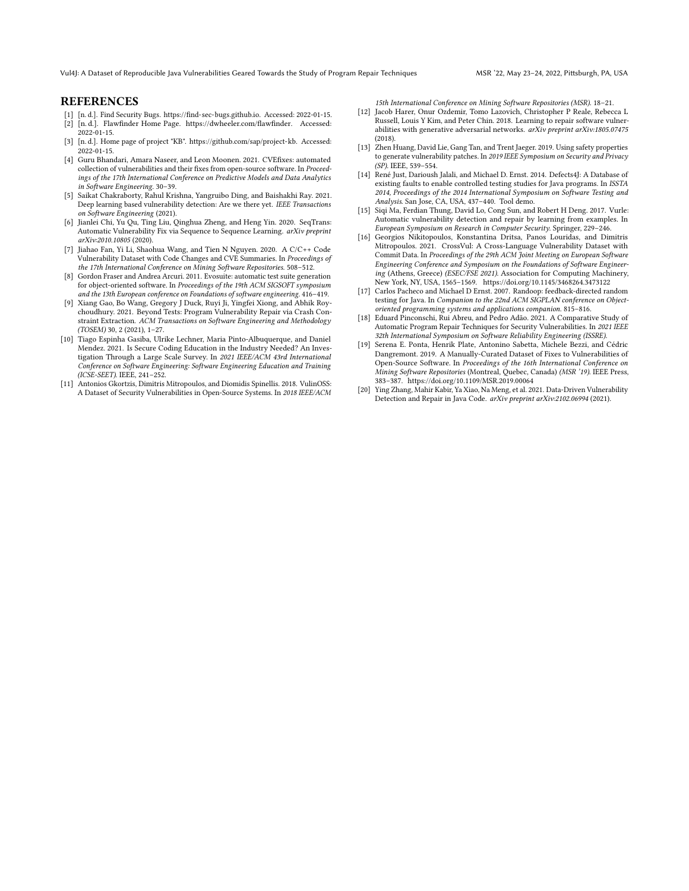## REFERENCES

- [1] [n. d.]. Find Security Bugs. https://find-sec-bugs.github.io. Accessed: 2022-01-15.
- [2] [n. d.]. Flawfinder Home Page. https://dwheeler.com/flawfinder. Accessed: 2022-01-15.
- [3] [n. d.]. Home page of project "KB". https://github.com/sap/project-kb. Accessed: 2022-01-15.
- [4] Guru Bhandari, Amara Naseer, and Leon Moonen. 2021. CVEfixes: automated collection of vulnerabilities and their fixes from open-source software. In *Proceedings of the 17th International Conference on Predictive Models and Data Analytics in Software Engineering*. 30–39.
- [5] Saikat Chakraborty, Rahul Krishna, Yangruibo Ding, and Baishakhi Ray. 2021. Deep learning based vulnerability detection: Are we there yet. *IEEE Transactions on Software Engineering* (2021).
- [6] Jianlei Chi, Yu Qu, Ting Liu, Qinghua Zheng, and Heng Yin. 2020. SeqTrans: Automatic Vulnerability Fix via Sequence to Sequence Learning. *arXiv preprint arXiv:2010.10805* (2020).
- [7] Jiahao Fan, Yi Li, Shaohua Wang, and Tien N Nguyen. 2020. A C/C++ Code Vulnerability Dataset with Code Changes and CVE Summaries. In *Proceedings of the 17th International Conference on Mining Software Repositories*. 508–512.
- [8] Gordon Fraser and Andrea Arcuri. 2011. Evosuite: automatic test suite generation for object-oriented software. In *Proceedings of the 19th ACM SIGSOFT symposium and the 13th European conference on Foundations of software engineering*. 416–419.
- [9] Xiang Gao, Bo Wang, Gregory J Duck, Ruyi Ji, Yingfei Xiong, and Abhik Roychoudhury. 2021. Beyond Tests: Program Vulnerability Repair via Crash Constraint Extraction. *ACM Transactions on Software Engineering and Methodology (TOSEM)* 30, 2 (2021), 1–27.
- [10] Tiago Espinha Gasiba, Ulrike Lechner, Maria Pinto-Albuquerque, and Daniel Mendez. 2021. Is Secure Coding Education in the Industry Needed? An Investigation Through a Large Scale Survey. In *2021 IEEE/ACM 43rd International Conference on Software Engineering: Software Engineering Education and Training (ICSE-SEET)*. IEEE, 241–252.
- [11] Antonios Gkortzis, Dimitris Mitropoulos, and Diomidis Spinellis. 2018. VulinOSS: A Dataset of Security Vulnerabilities in Open-Source Systems. In *2018 IEEE/ACM 15th International Conference on Mining Software Repositories (MSR)*. 18–21.
- [12] Jacob Harer, Onur Ozdemir, Tomo Lazovich, Christopher P Reale, Rebecca L Russell, Louis Y Kim, and Peter Chin. 2018. Learning to repair software vulnerabilities with generative adversarial networks. *arXiv preprint arXiv:1805.07475* (2018).
- [13] Zhen Huang, David Lie, Gang Tan, and Trent Jaeger. 2019. Using safety properties to generate vulnerability patches. In *2019 IEEE Symposium on Security and Privacy (SP)*. IEEE, 539–554.
- [14] René Just, Darioush Jalali, and Michael D. Ernst. 2014. Defects4J: A Database of existing faults to enable controlled testing studies for Java programs. In *ISSTA 2014, Proceedings of the 2014 International Symposium on Software Testing and Analysis*. San Jose, CA, USA, 437–440. Tool demo.
- [15] Siqi Ma, Ferdian Thung, David Lo, Cong Sun, and Robert H Deng. 2017. Vurle: Automatic vulnerability detection and repair by learning from examples. In *European Symposium on Research in Computer Security*. Springer, 229–246.
- [16] Georgios Nikitopoulos, Konstantina Dritsa, Panos Louridas, and Dimitris Mitropoulos. 2021. CrossVul: A Cross-Language Vulnerability Dataset with Commit Data. In *Proceedings of the 29th ACM Joint Meeting on European Software Engineering Conference and Symposium on the Foundations of Software Engineering* (Athens, Greece) *(ESEC/FSE 2021)*. Association for Computing Machinery, New York, NY, USA, 1565–1569. https://doi.org/10.1145/3468264.3473122
- [17] Carlos Pacheco and Michael D Ernst. 2007. Randoop: feedback-directed random testing for Java. In *Companion to the 22nd ACM SIGPLAN conference on Object-oriented programming systems and applications companion*. 815–816.
- [18] Eduard Pinconschi, Rui Abreu, and Pedro Adão. 2021. A Comparative Study of Automatic Program Repair Techniques for Security Vulnerabilities. In *2021 IEEE 32th International Symposium on Software Reliability Engineering (ISSRE)*.
- [19] Serena E. Ponta, Henrik Plate, Antonino Sabetta, Michele Bezzi, and Cédric Dangremont. 2019. A Manually-Curated Dataset of Fixes to Vulnerabilities of Open-Source Software. In *Proceedings of the 16th International Conference on Mining Software Repositories* (Montreal, Quebec, Canada) *(MSR '19)*. IEEE Press, 383–387. https://doi.org/10.1109/MSR.2019.00064
- [20] Ying Zhang, Mahir Kabir, Ya Xiao, Na Meng, et al. 2021. Data-Driven Vulnerability Detection and Repair in Java Code. *arXiv preprint arXiv:2102.06994* (2021).